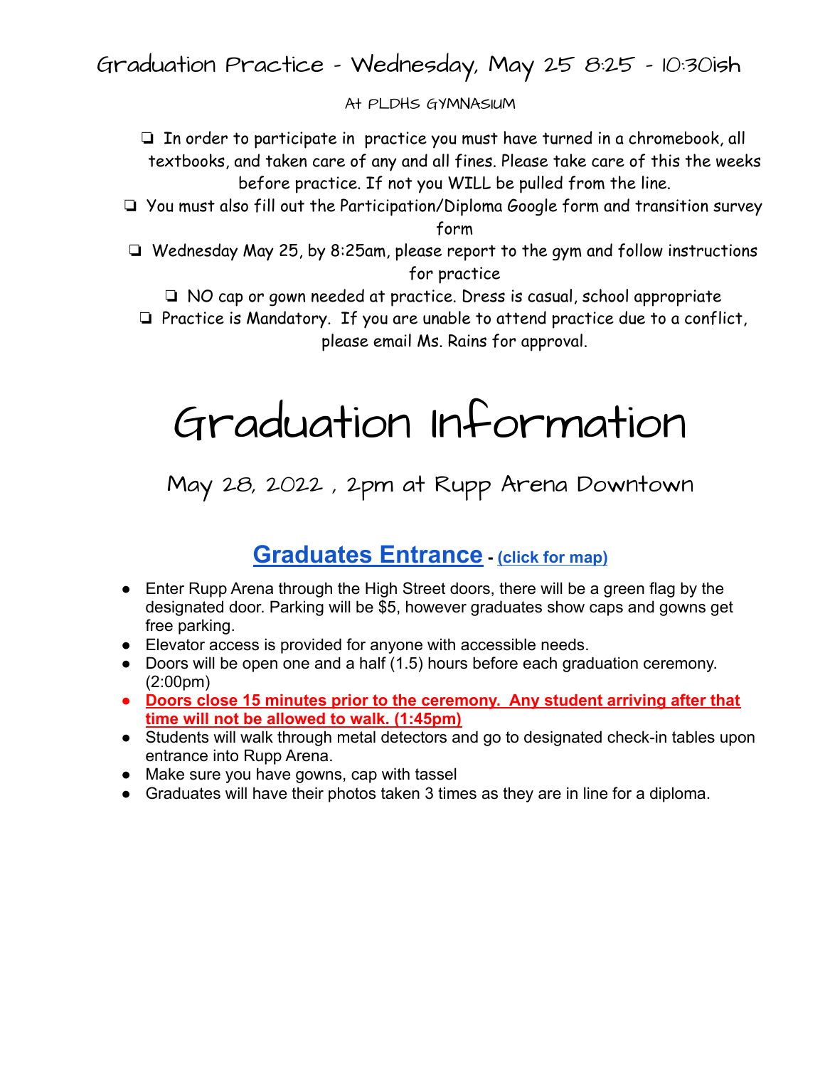## Graduation Practice - Wednesday, May 25 8:25 - 10:30ish

At PLDHS GYMNASIUM

- In order to participate in practice you must have turned in a chromebook, all textbooks, and taken care of any and all fines. Please take care of this the weeks before practice. If not you WILL be pulled from the line.
- You must also fill out the Participation/Diploma Google form and transition survey form
- Wednesday May 25, by 8:25am, please report to the gym and follow instructions for practice
- NO cap or gown needed at practice. Dress is casual, school appropriate
- Practice is Mandatory. If you are unable to attend practice due to a conflict, please email Ms. Rains for approval.

# Graduation Information

## May 28, 2022 , 2pm at Rupp Arena Downtown

### Graduates Entrance - (click for map)

- Enter Rupp Arena through the High Street doors, there will be a green flag by the designated door. Parking will be $5, however graduates show caps and gowns get free parking.
- Elevator access is provided for anyone with accessible needs.
- Doors will be open one and a half (1.5) hours before each graduation ceremony. (2:00pm)
- **Doors close 15 minutes prior to the ceremony. Any student arriving after that time will not be allowed to walk. (1:45pm)**
- Students will walk through metal detectors and go to designated check-in tables upon entrance into Rupp Arena.
- Make sure you have gowns, cap with tassel
- Graduates will have their photos taken 3 times as they are in line for a diploma.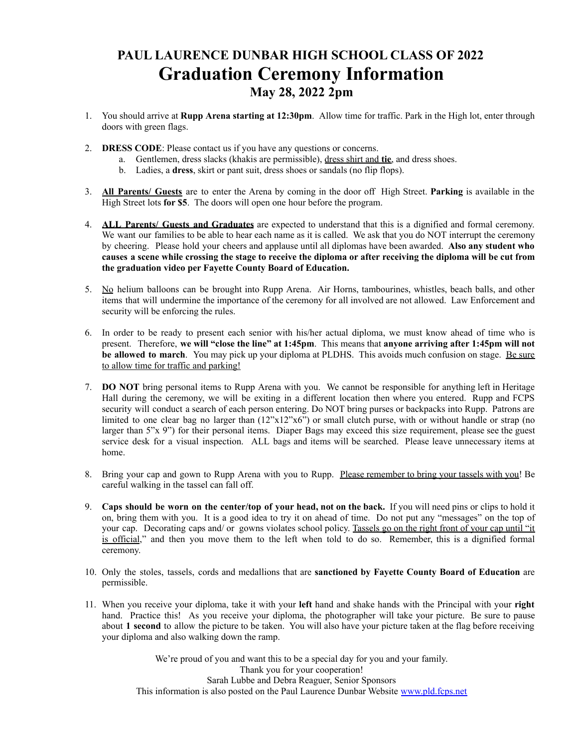# PAUL LAURENCE DUNBAR HIGH SCHOOL CLASS OF 2022

# Graduation Ceremony Information

## May 28, 2022 2pm

1. You should arrive at **Rupp Arena starting at 12:30pm**. Allow time for traffic. Park in the High lot, enter through doors with green flags.

2. **DRESS CODE**: Please contact us if you have any questions or concerns.
   a. Gentlemen, dress slacks (khakis are permissible), <u>dress shirt and **tie**</u>, and dress shoes.
   b. Ladies, a **dress**, skirt or pant suit, dress shoes or sandals (no flip flops).

3. <u>**All Parents/ Guests**</u> are to enter the Arena by coming in the door off High Street. **Parking** is available in the High Street lots **for $5**. The doors will open one hour before the program.

4. <u>**ALL Parents/ Guests and Graduates**</u> are expected to understand that this is a dignified and formal ceremony. We want our families to be able to hear each name as it is called. We ask that you do NOT interrupt the ceremony by cheering. Please hold your cheers and applause until all diplomas have been awarded. **Also any student who causes a scene while crossing the stage to receive the diploma or after receiving the diploma will be cut from the graduation video per Fayette County Board of Education.**

5. <u>No</u> helium balloons can be brought into Rupp Arena. Air Horns, tambourines, whistles, beach balls, and other items that will undermine the importance of the ceremony for all involved are not allowed. Law Enforcement and security will be enforcing the rules.

6. In order to be ready to present each senior with his/her actual diploma, we must know ahead of time who is present. Therefore, **we will "close the line" at 1:45pm**. This means that **anyone arriving after 1:45pm will not be allowed to march**. You may pick up your diploma at PLDHS. This avoids much confusion on stage. <u>Be sure to allow time for traffic and parking!</u>

7. **DO NOT** bring personal items to Rupp Arena with you. We cannot be responsible for anything left in Heritage Hall during the ceremony, we will be exiting in a different location then where you entered. Rupp and FCPS security will conduct a search of each person entering. Do NOT bring purses or backpacks into Rupp. Patrons are limited to one clear bag no larger than (12"x12"x6") or small clutch purse, with or without handle or strap (no larger than 5"x 9") for their personal items. Diaper Bags may exceed this size requirement, please see the guest service desk for a visual inspection. ALL bags and items will be searched. Please leave unnecessary items at home.

8. Bring your cap and gown to Rupp Arena with you to Rupp. <u>Please remember to bring your tassels with you</u>! Be careful walking in the tassel can fall off.

9. **Caps should be worn on the center/top of your head, not on the back.** If you will need pins or clips to hold it on, bring them with you. It is a good idea to try it on ahead of time. Do not put any "messages" on the top of your cap. Decorating caps and/ or gowns violates school policy. <u>Tassels go on the right front of your cap until "it is official</u>," and then you move them to the left when told to do so. Remember, this is a dignified formal ceremony.

10. Only the stoles, tassels, cords and medallions that are **sanctioned by Fayette County Board of Education** are permissible.

11. When you receive your diploma, take it with your **left** hand and shake hands with the Principal with your **right** hand. Practice this! As you receive your diploma, the photographer will take your picture. Be sure to pause about **1 second** to allow the picture to be taken. You will also have your picture taken at the flag before receiving your diploma and also walking down the ramp.

We're proud of you and want this to be a special day for you and your family.
Thank you for your cooperation!
Sarah Lubbe and Debra Reaguer, Senior Sponsors
This information is also posted on the Paul Laurence Dunbar Website www.pld.fcps.net